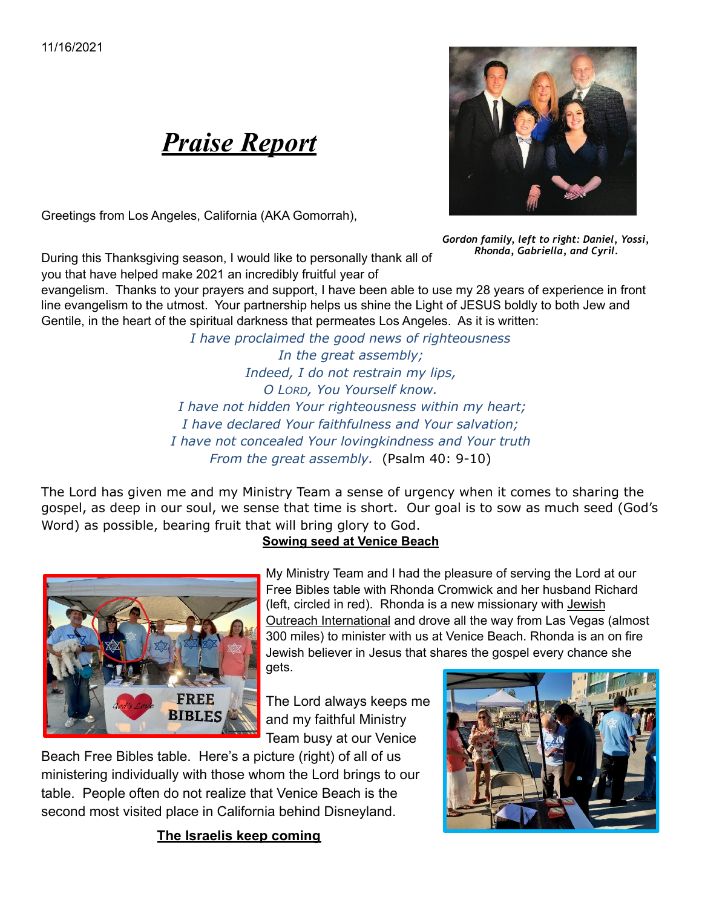11/16/2021

# *Praise Report*

Greetings from Los Angeles, California (AKA Gomorrah),

*Gordon family, left to right: Daniel, Yossi, Rhonda, Gabriella, and Cyril.*

During this Thanksgiving season, I would like to personally thank all of you that have helped make 2021 an incredibly fruitful year of evangelism. Thanks to your prayers and support, I have been able to use my 28 years of experience in front line evangelism to the utmost. Your partnership helps us shine the Light of JESUS boldly to both Jew and Gentile, in the heart of the spiritual darkness that permeates Los Angeles. As it is written:

*I have proclaimed the good news of righteousness*
*In the great assembly;*
*Indeed, I do not restrain my lips,*
*O LORD, You Yourself know.*
*I have not hidden Your righteousness within my heart;*
*I have declared Your faithfulness and Your salvation;*
*I have not concealed Your lovingkindness and Your truth*
*From the great assembly.* (Psalm 40: 9-10)

The Lord has given me and my Ministry Team a sense of urgency when it comes to sharing the gospel, as deep in our soul, we sense that time is short. Our goal is to sow as much seed (God's Word) as possible, bearing fruit that will bring glory to God.

**Sowing seed at Venice Beach**

My Ministry Team and I had the pleasure of serving the Lord at our Free Bibles table with Rhonda Cromwick and her husband Richard (left, circled in red). Rhonda is a new missionary with Jewish Outreach International and drove all the way from Las Vegas (almost 300 miles) to minister with us at Venice Beach. Rhonda is an on fire Jewish believer in Jesus that shares the gospel every chance she gets.

The Lord always keeps me and my faithful Ministry Team busy at our Venice Beach Free Bibles table. Here's a picture (right) of all of us ministering individually with those whom the Lord brings to our table. People often do not realize that Venice Beach is the second most visited place in California behind Disneyland.

**The Israelis keep coming**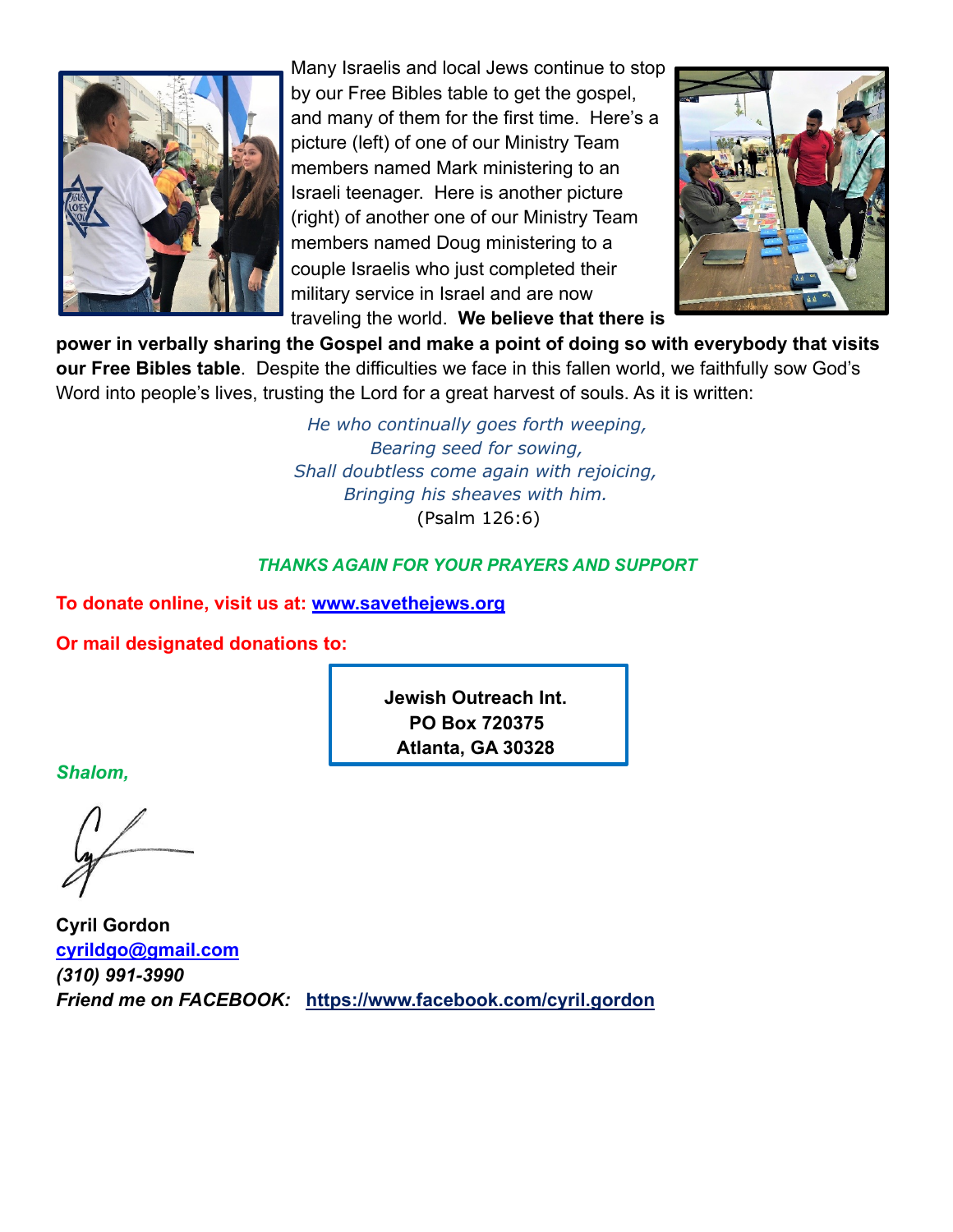Many Israelis and local Jews continue to stop by our Free Bibles table to get the gospel, and many of them for the first time. Here's a picture (left) of one of our Ministry Team members named Mark ministering to an Israeli teenager. Here is another picture (right) of another one of our Ministry Team members named Doug ministering to a couple Israelis who just completed their military service in Israel and are now traveling the world. **We believe that there is power in verbally sharing the Gospel and make a point of doing so with everybody that visits our Free Bibles table**. Despite the difficulties we face in this fallen world, we faithfully sow God's Word into people's lives, trusting the Lord for a great harvest of souls. As it is written:

*He who continually goes forth weeping,*
*Bearing seed for sowing,*
*Shall doubtless come again with rejoicing,*
*Bringing his sheaves with him.*
(Psalm 126:6)

***THANKS AGAIN FOR YOUR PRAYERS AND SUPPORT***

**To donate online, visit us at: [www.savethejews.org](http://www.savethejews.org)**

**Or mail designated donations to:**

**Jewish Outreach Int.**
**PO Box 720375**
**Atlanta, GA 30328**

***Shalom,***

**Cyril Gordon**
**[cyrildgo@gmail.com](mailto:cyrildgo@gmail.com)**
***(310) 991-3990***
***Friend me on FACEBOOK:*** **[https://www.facebook.com/cyril.gordon](https://www.facebook.com/cyril.gordon)**